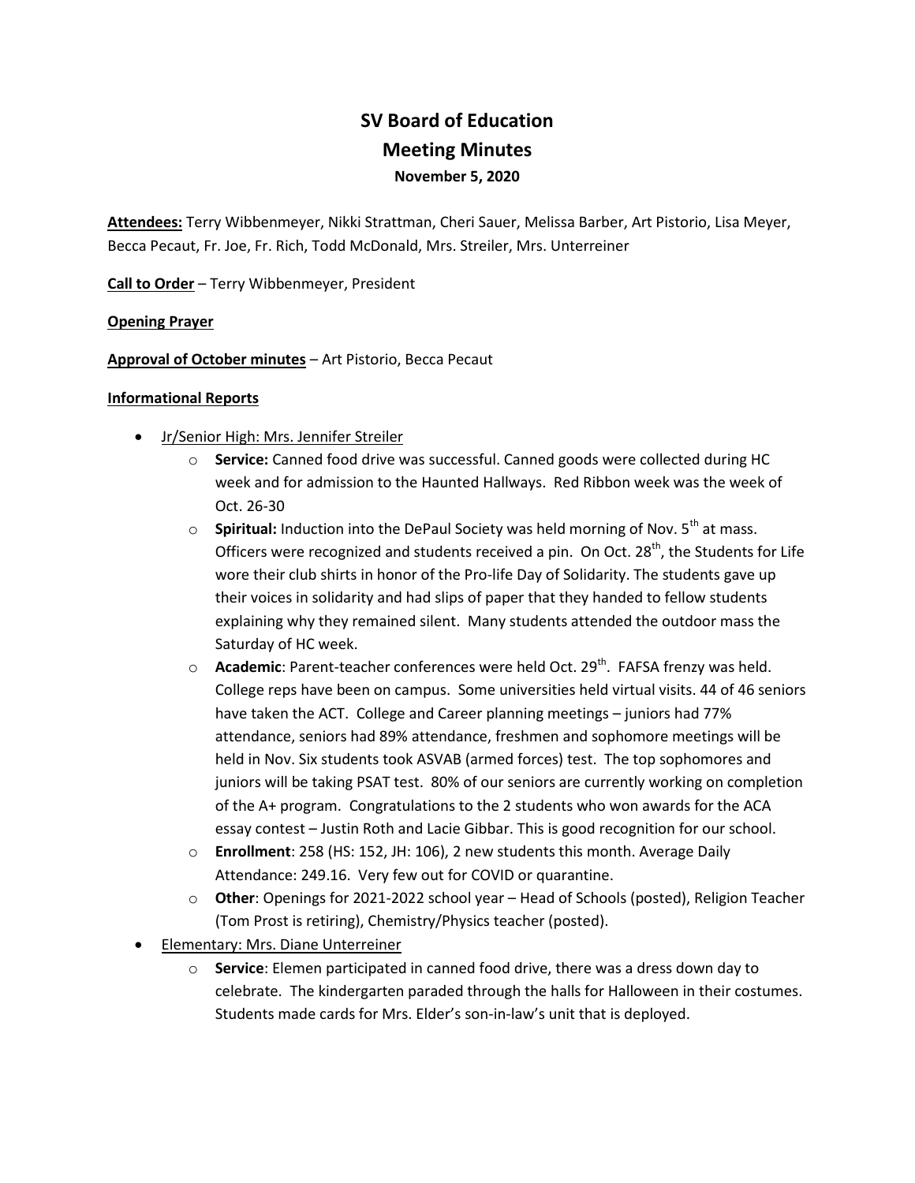# SV Board of Education
# Meeting Minutes
### November 5, 2020

**Attendees:** Terry Wibbenmeyer, Nikki Strattman, Cheri Sauer, Melissa Barber, Art Pistorio, Lisa Meyer, Becca Pecaut, Fr. Joe, Fr. Rich, Todd McDonald, Mrs. Streiler, Mrs. Unterreiner

**Call to Order** – Terry Wibbenmeyer, President

**Opening Prayer**

**Approval of October minutes** – Art Pistorio, Becca Pecaut

**Informational Reports**

- Jr/Senior High: Mrs. Jennifer Streiler
  - **Service:** Canned food drive was successful. Canned goods were collected during HC week and for admission to the Haunted Hallways. Red Ribbon week was the week of Oct. 26-30
  - **Spiritual:** Induction into the DePaul Society was held morning of Nov. 5th at mass. Officers were recognized and students received a pin. On Oct. 28th, the Students for Life wore their club shirts in honor of the Pro-life Day of Solidarity. The students gave up their voices in solidarity and had slips of paper that they handed to fellow students explaining why they remained silent. Many students attended the outdoor mass the Saturday of HC week.
  - **Academic**: Parent-teacher conferences were held Oct. 29th. FAFSA frenzy was held. College reps have been on campus. Some universities held virtual visits. 44 of 46 seniors have taken the ACT. College and Career planning meetings – juniors had 77% attendance, seniors had 89% attendance, freshmen and sophomore meetings will be held in Nov. Six students took ASVAB (armed forces) test. The top sophomores and juniors will be taking PSAT test. 80% of our seniors are currently working on completion of the A+ program. Congratulations to the 2 students who won awards for the ACA essay contest – Justin Roth and Lacie Gibbar. This is good recognition for our school.
  - **Enrollment**: 258 (HS: 152, JH: 106), 2 new students this month. Average Daily Attendance: 249.16. Very few out for COVID or quarantine.
  - **Other**: Openings for 2021-2022 school year – Head of Schools (posted), Religion Teacher (Tom Prost is retiring), Chemistry/Physics teacher (posted).
- Elementary: Mrs. Diane Unterreiner
  - **Service**: Elemen participated in canned food drive, there was a dress down day to celebrate. The kindergarten paraded through the halls for Halloween in their costumes. Students made cards for Mrs. Elder's son-in-law's unit that is deployed.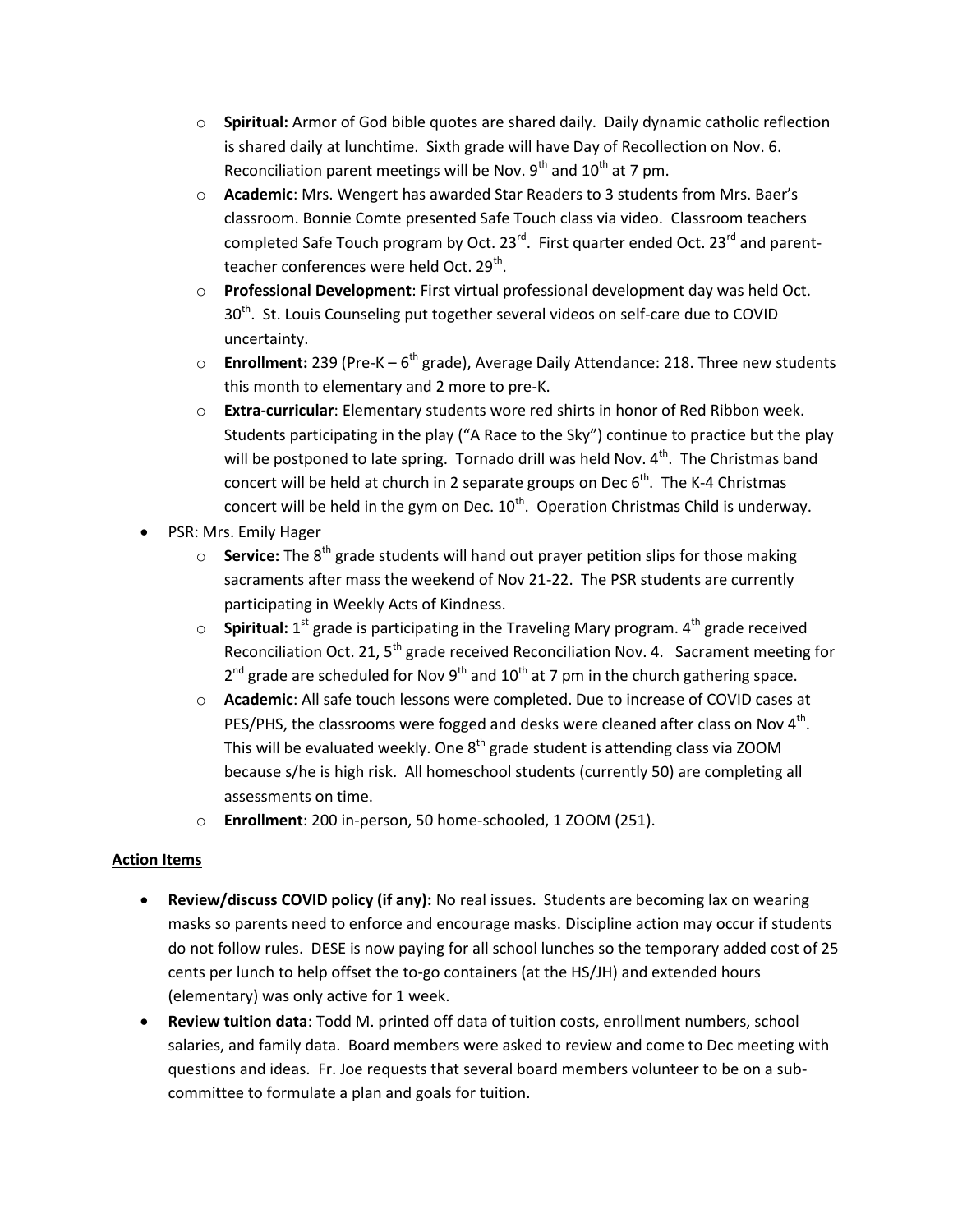- **Spiritual:** Armor of God bible quotes are shared daily. Daily dynamic catholic reflection is shared daily at lunchtime. Sixth grade will have Day of Recollection on Nov. 6. Reconciliation parent meetings will be Nov. 9th and 10th at 7 pm.
  - **Academic**: Mrs. Wengert has awarded Star Readers to 3 students from Mrs. Baer's classroom. Bonnie Comte presented Safe Touch class via video. Classroom teachers completed Safe Touch program by Oct. 23rd. First quarter ended Oct. 23rd and parent-teacher conferences were held Oct. 29th.
  - **Professional Development**: First virtual professional development day was held Oct. 30th. St. Louis Counseling put together several videos on self-care due to COVID uncertainty.
  - **Enrollment:** 239 (Pre-K – 6th grade), Average Daily Attendance: 218. Three new students this month to elementary and 2 more to pre-K.
  - **Extra-curricular**: Elementary students wore red shirts in honor of Red Ribbon week. Students participating in the play ("A Race to the Sky") continue to practice but the play will be postponed to late spring. Tornado drill was held Nov. 4th. The Christmas band concert will be held at church in 2 separate groups on Dec 6th. The K-4 Christmas concert will be held in the gym on Dec. 10th. Operation Christmas Child is underway.
- PSR: Mrs. Emily Hager
  - **Service:** The 8th grade students will hand out prayer petition slips for those making sacraments after mass the weekend of Nov 21-22. The PSR students are currently participating in Weekly Acts of Kindness.
  - **Spiritual:** 1st grade is participating in the Traveling Mary program. 4th grade received Reconciliation Oct. 21, 5th grade received Reconciliation Nov. 4. Sacrament meeting for 2nd grade are scheduled for Nov 9th and 10th at 7 pm in the church gathering space.
  - **Academic**: All safe touch lessons were completed. Due to increase of COVID cases at PES/PHS, the classrooms were fogged and desks were cleaned after class on Nov 4th. This will be evaluated weekly. One 8th grade student is attending class via ZOOM because s/he is high risk. All homeschool students (currently 50) are completing all assessments on time.
  - **Enrollment**: 200 in-person, 50 home-schooled, 1 ZOOM (251).

**Action Items**

- **Review/discuss COVID policy (if any):** No real issues. Students are becoming lax on wearing masks so parents need to enforce and encourage masks. Discipline action may occur if students do not follow rules. DESE is now paying for all school lunches so the temporary added cost of 25 cents per lunch to help offset the to-go containers (at the HS/JH) and extended hours (elementary) was only active for 1 week.
- **Review tuition data**: Todd M. printed off data of tuition costs, enrollment numbers, school salaries, and family data. Board members were asked to review and come to Dec meeting with questions and ideas. Fr. Joe requests that several board members volunteer to be on a sub-committee to formulate a plan and goals for tuition.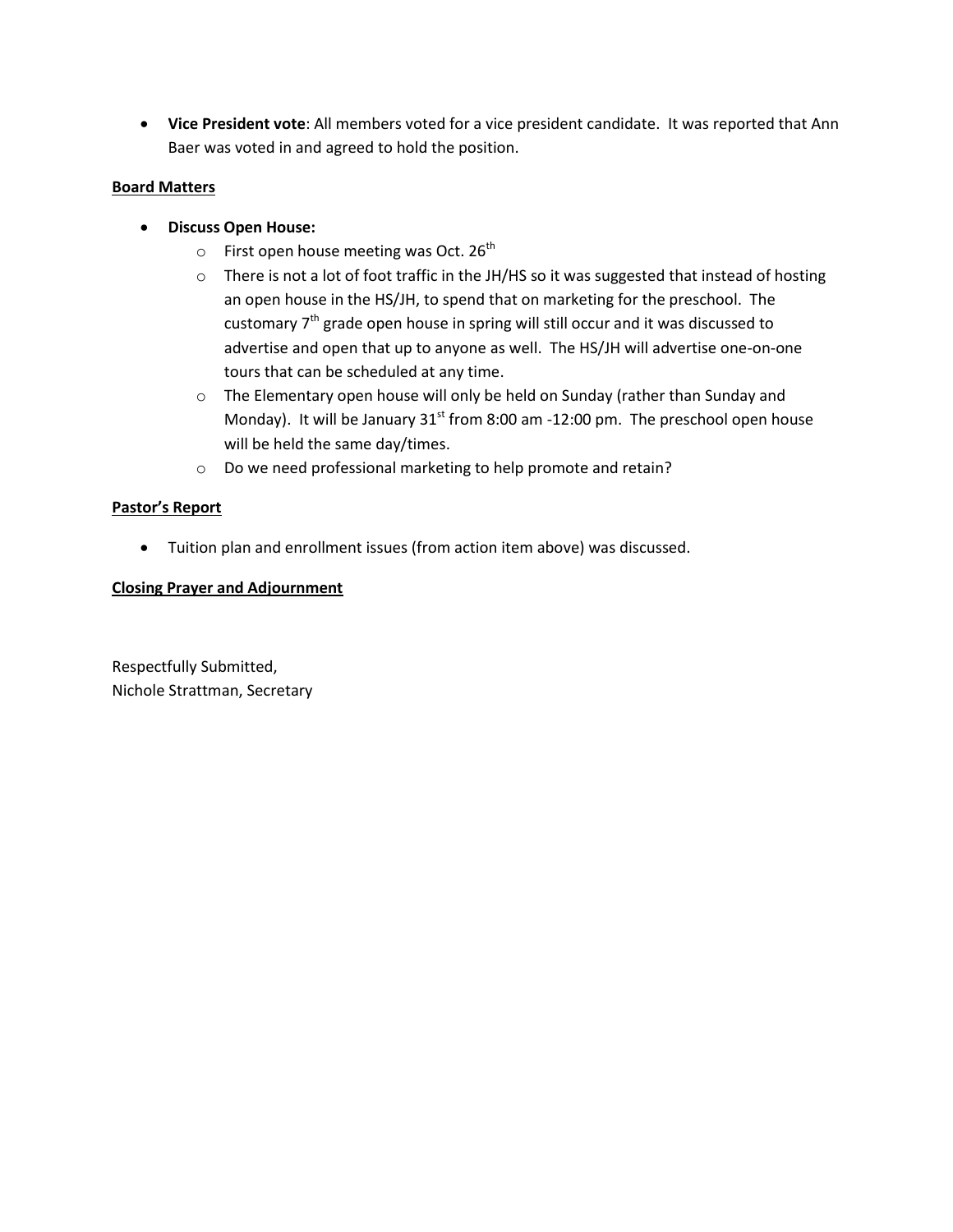- **Vice President vote**: All members voted for a vice president candidate. It was reported that Ann Baer was voted in and agreed to hold the position.

**Board Matters**

- **Discuss Open House:**
  - First open house meeting was Oct. 26th
  - There is not a lot of foot traffic in the JH/HS so it was suggested that instead of hosting an open house in the HS/JH, to spend that on marketing for the preschool. The customary 7th grade open house in spring will still occur and it was discussed to advertise and open that up to anyone as well. The HS/JH will advertise one-on-one tours that can be scheduled at any time.
  - The Elementary open house will only be held on Sunday (rather than Sunday and Monday). It will be January 31st from 8:00 am -12:00 pm. The preschool open house will be held the same day/times.
  - Do we need professional marketing to help promote and retain?

**Pastor's Report**

- Tuition plan and enrollment issues (from action item above) was discussed.

**Closing Prayer and Adjournment**

Respectfully Submitted,
Nichole Strattman, Secretary